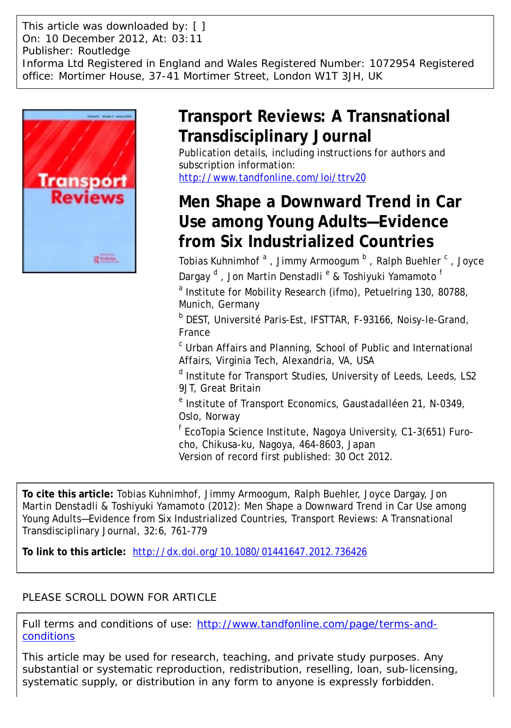This article was downloaded by: [ ]
On: 10 December 2012, At: 03:11
Publisher: Routledge
Informa Ltd Registered in England and Wales Registered Number: 1072954 Registered office: Mortimer House, 37-41 Mortimer Street, London W1T 3JH, UK

# Transport Reviews: A Transnational Transdisciplinary Journal

Publication details, including instructions for authors and subscription information:
http://www.tandfonline.com/loi/ttrv20

# Men Shape a Downward Trend in Car Use among Young Adults—Evidence from Six Industrialized Countries

Tobias Kuhnimhof [a] , Jimmy Armoogum [b] , Ralph Buehler [c] , Joyce Dargay [d] , Jon Martin Denstadli [e] & Toshiyuki Yamamoto [f]

[a] Institute for Mobility Research (ifmo), Petuelring 130, 80788, Munich, Germany

[b] DEST, Université Paris-Est, IFSTTAR, F-93166, Noisy-le-Grand, France

[c] Urban Affairs and Planning, School of Public and International Affairs, Virginia Tech, Alexandria, VA, USA

[d] Institute for Transport Studies, University of Leeds, Leeds, LS2 9JT, Great Britain

[e] Institute of Transport Economics, Gaustadalléen 21, N-0349, Oslo, Norway

[f] EcoTopia Science Institute, Nagoya University, C1-3(651) Furo-cho, Chikusa-ku, Nagoya, 464-8603, Japan

Version of record first published: 30 Oct 2012.

**To cite this article:** Tobias Kuhnimhof, Jimmy Armoogum, Ralph Buehler, Joyce Dargay, Jon Martin Denstadli & Toshiyuki Yamamoto (2012): Men Shape a Downward Trend in Car Use among Young Adults—Evidence from Six Industrialized Countries, Transport Reviews: A Transnational Transdisciplinary Journal, 32:6, 761-779

**To link to this article:** http://dx.doi.org/10.1080/01441647.2012.736426

PLEASE SCROLL DOWN FOR ARTICLE

Full terms and conditions of use: http://www.tandfonline.com/page/terms-and-conditions

This article may be used for research, teaching, and private study purposes. Any substantial or systematic reproduction, redistribution, reselling, loan, sub-licensing, systematic supply, or distribution in any form to anyone is expressly forbidden.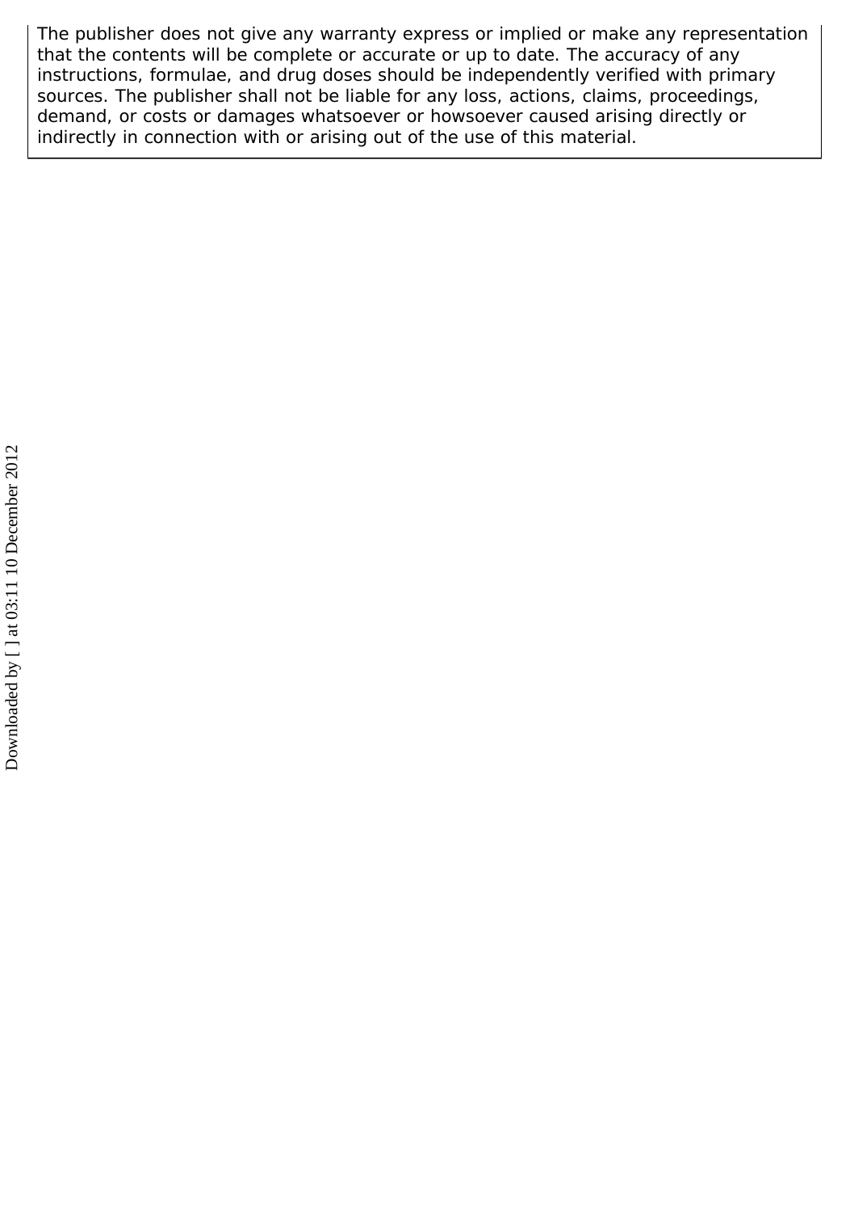The publisher does not give any warranty express or implied or make any representation that the contents will be complete or accurate or up to date. The accuracy of any instructions, formulae, and drug doses should be independently verified with primary sources. The publisher shall not be liable for any loss, actions, claims, proceedings, demand, or costs or damages whatsoever or howsoever caused arising directly or indirectly in connection with or arising out of the use of this material.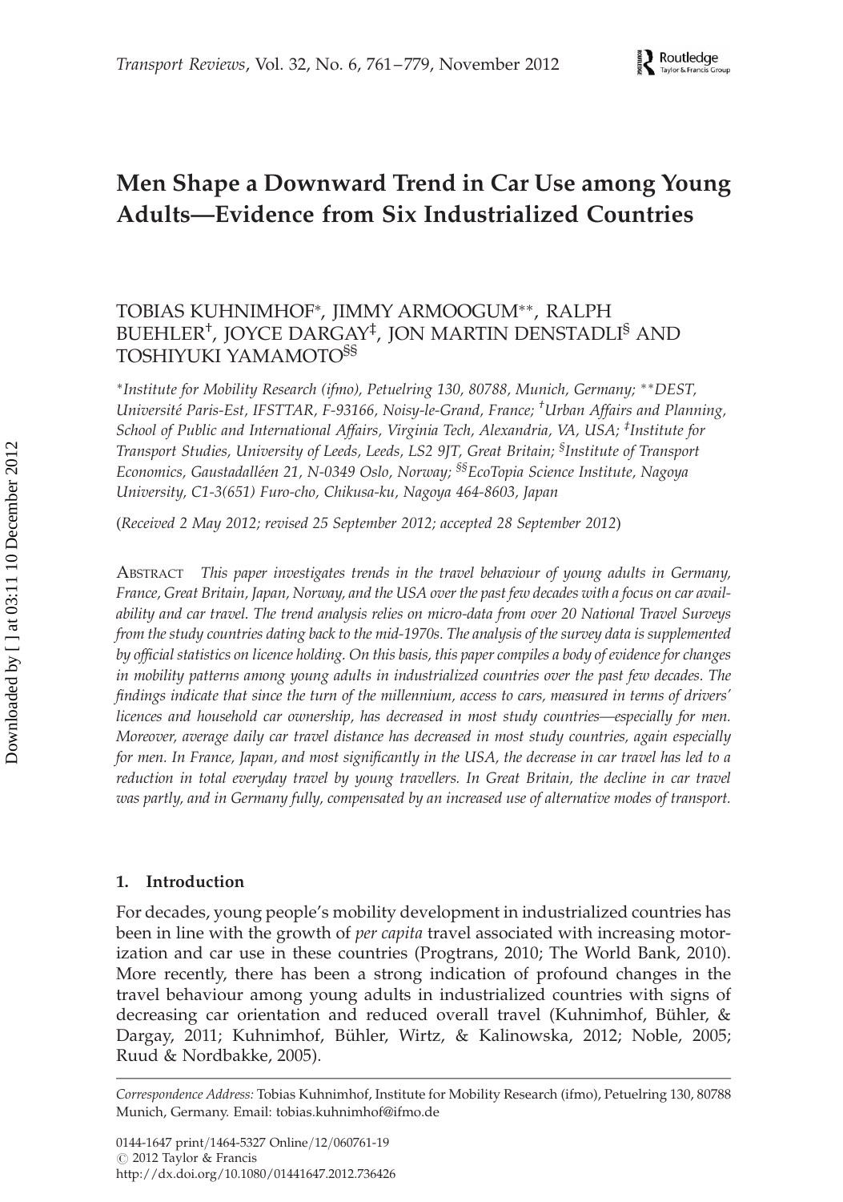# Men Shape a Downward Trend in Car Use among Young Adults—Evidence from Six Industrialized Countries

TOBIAS KUHNIMHOF*, JIMMY ARMOOGUM**, RALPH BUEHLER[†], JOYCE DARGAY[‡], JON MARTIN DENSTADLI[§] AND TOSHIYUKI YAMAMOTO[§§]

*Institute for Mobility Research (ifmo), Petuelring 130, 80788, Munich, Germany; **DEST, Université Paris-Est, IFSTTAR, F-93166, Noisy-le-Grand, France; [†]Urban Affairs and Planning, School of Public and International Affairs, Virginia Tech, Alexandria, VA, USA; [‡]Institute for Transport Studies, University of Leeds, Leeds, LS2 9JT, Great Britain; [§]Institute of Transport Economics, Gaustadalléen 21, N-0349 Oslo, Norway; [§§]EcoTopia Science Institute, Nagoya University, C1-3(651) Furo-cho, Chikusa-ku, Nagoya 464-8603, Japan*

(*Received 2 May 2012; revised 25 September 2012; accepted 28 September 2012*)

ABSTRACT *This paper investigates trends in the travel behaviour of young adults in Germany, France, Great Britain, Japan, Norway, and the USA over the past few decades with a focus on car availability and car travel. The trend analysis relies on micro-data from over 20 National Travel Surveys from the study countries dating back to the mid-1970s. The analysis of the survey data is supplemented by official statistics on licence holding. On this basis, this paper compiles a body of evidence for changes in mobility patterns among young adults in industrialized countries over the past few decades. The findings indicate that since the turn of the millennium, access to cars, measured in terms of drivers' licences and household car ownership, has decreased in most study countries—especially for men. Moreover, average daily car travel distance has decreased in most study countries, again especially for men. In France, Japan, and most significantly in the USA, the decrease in car travel has led to a reduction in total everyday travel by young travellers. In Great Britain, the decline in car travel was partly, and in Germany fully, compensated by an increased use of alternative modes of transport.*

## 1. Introduction

For decades, young people's mobility development in industrialized countries has been in line with the growth of *per capita* travel associated with increasing motorization and car use in these countries (Progtrans, 2010; The World Bank, 2010). More recently, there has been a strong indication of profound changes in the travel behaviour among young adults in industrialized countries with signs of decreasing car orientation and reduced overall travel (Kuhnimhof, Bühler, & Dargay, 2011; Kuhnimhof, Bühler, Wirtz, & Kalinowska, 2012; Noble, 2005; Ruud & Nordbakke, 2005).

*Correspondence Address:* Tobias Kuhnimhof, Institute for Mobility Research (ifmo), Petuelring 130, 80788 Munich, Germany. Email: tobias.kuhnimhof@ifmo.de

0144-1647 print/1464-5327 Online/12/060761-19
© 2012 Taylor & Francis
http://dx.doi.org/10.1080/01441647.2012.736426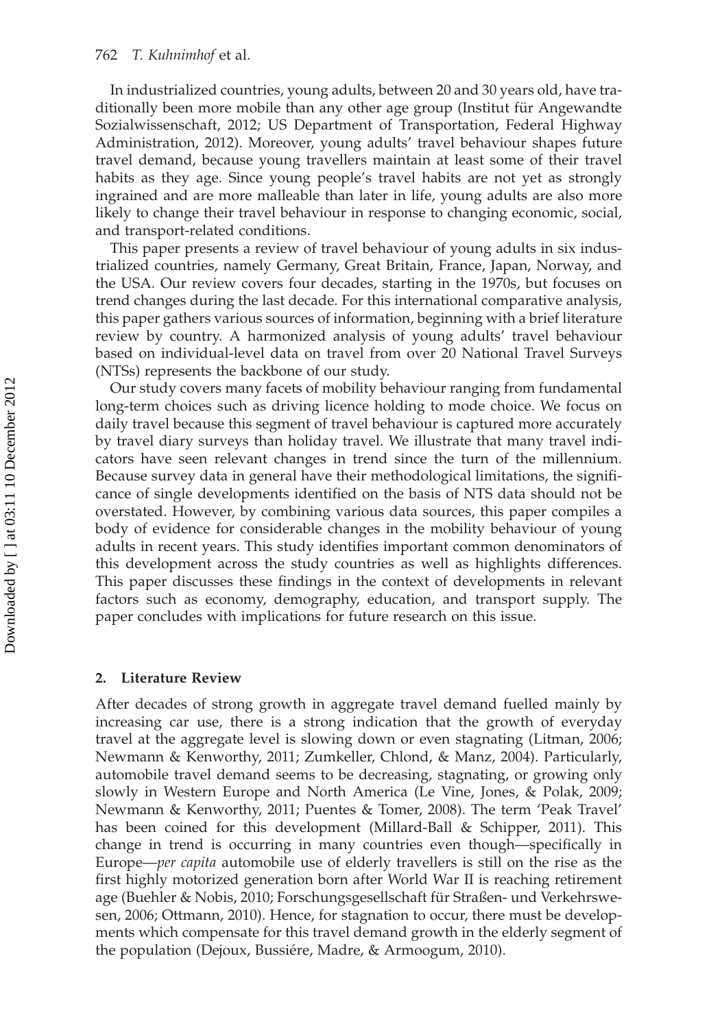In industrialized countries, young adults, between 20 and 30 years old, have traditionally been more mobile than any other age group (Institut für Angewandte Sozialwissenschaft, 2012; US Department of Transportation, Federal Highway Administration, 2012). Moreover, young adults' travel behaviour shapes future travel demand, because young travellers maintain at least some of their travel habits as they age. Since young people's travel habits are not yet as strongly ingrained and are more malleable than later in life, young adults are also more likely to change their travel behaviour in response to changing economic, social, and transport-related conditions.

This paper presents a review of travel behaviour of young adults in six industrialized countries, namely Germany, Great Britain, France, Japan, Norway, and the USA. Our review covers four decades, starting in the 1970s, but focuses on trend changes during the last decade. For this international comparative analysis, this paper gathers various sources of information, beginning with a brief literature review by country. A harmonized analysis of young adults' travel behaviour based on individual-level data on travel from over 20 National Travel Surveys (NTSs) represents the backbone of our study.

Our study covers many facets of mobility behaviour ranging from fundamental long-term choices such as driving licence holding to mode choice. We focus on daily travel because this segment of travel behaviour is captured more accurately by travel diary surveys than holiday travel. We illustrate that many travel indicators have seen relevant changes in trend since the turn of the millennium. Because survey data in general have their methodological limitations, the significance of single developments identified on the basis of NTS data should not be overstated. However, by combining various data sources, this paper compiles a body of evidence for considerable changes in the mobility behaviour of young adults in recent years. This study identifies important common denominators of this development across the study countries as well as highlights differences. This paper discusses these findings in the context of developments in relevant factors such as economy, demography, education, and transport supply. The paper concludes with implications for future research on this issue.

## 2. Literature Review

After decades of strong growth in aggregate travel demand fuelled mainly by increasing car use, there is a strong indication that the growth of everyday travel at the aggregate level is slowing down or even stagnating (Litman, 2006; Newmann & Kenworthy, 2011; Zumkeller, Chlond, & Manz, 2004). Particularly, automobile travel demand seems to be decreasing, stagnating, or growing only slowly in Western Europe and North America (Le Vine, Jones, & Polak, 2009; Newmann & Kenworthy, 2011; Puentes & Tomer, 2008). The term 'Peak Travel' has been coined for this development (Millard-Ball & Schipper, 2011). This change in trend is occurring in many countries even though—specifically in Europe—*per capita* automobile use of elderly travellers is still on the rise as the first highly motorized generation born after World War II is reaching retirement age (Buehler & Nobis, 2010; Forschungsgesellschaft für Straßen- und Verkehrswesen, 2006; Ottmann, 2010). Hence, for stagnation to occur, there must be developments which compensate for this travel demand growth in the elderly segment of the population (Dejoux, Bussiére, Madre, & Armoogum, 2010).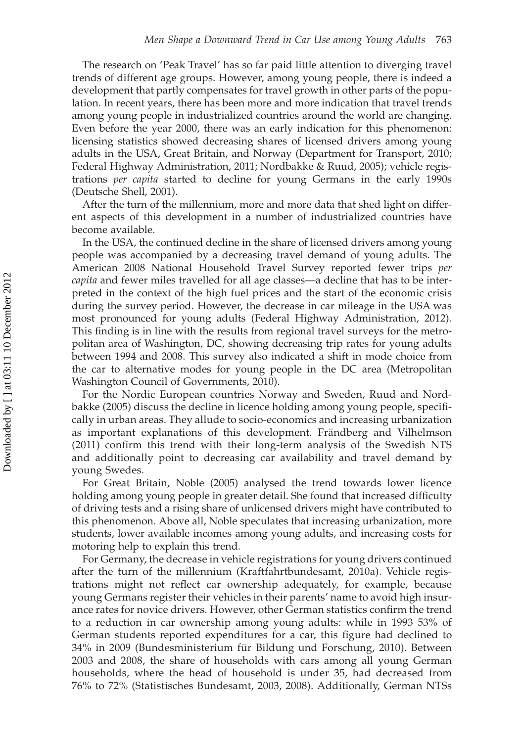The research on 'Peak Travel' has so far paid little attention to diverging travel trends of different age groups. However, among young people, there is indeed a development that partly compensates for travel growth in other parts of the population. In recent years, there has been more and more indication that travel trends among young people in industrialized countries around the world are changing. Even before the year 2000, there was an early indication for this phenomenon: licensing statistics showed decreasing shares of licensed drivers among young adults in the USA, Great Britain, and Norway (Department for Transport, 2010; Federal Highway Administration, 2011; Nordbakke & Ruud, 2005); vehicle registrations *per capita* started to decline for young Germans in the early 1990s (Deutsche Shell, 2001).

After the turn of the millennium, more and more data that shed light on different aspects of this development in a number of industrialized countries have become available.

In the USA, the continued decline in the share of licensed drivers among young people was accompanied by a decreasing travel demand of young adults. The American 2008 National Household Travel Survey reported fewer trips *per capita* and fewer miles travelled for all age classes—a decline that has to be interpreted in the context of the high fuel prices and the start of the economic crisis during the survey period. However, the decrease in car mileage in the USA was most pronounced for young adults (Federal Highway Administration, 2012). This finding is in line with the results from regional travel surveys for the metropolitan area of Washington, DC, showing decreasing trip rates for young adults between 1994 and 2008. This survey also indicated a shift in mode choice from the car to alternative modes for young people in the DC area (Metropolitan Washington Council of Governments, 2010).

For the Nordic European countries Norway and Sweden, Ruud and Nordbakke (2005) discuss the decline in licence holding among young people, specifically in urban areas. They allude to socio-economics and increasing urbanization as important explanations of this development. Frändberg and Vilhelmson (2011) confirm this trend with their long-term analysis of the Swedish NTS and additionally point to decreasing car availability and travel demand by young Swedes.

For Great Britain, Noble (2005) analysed the trend towards lower licence holding among young people in greater detail. She found that increased difficulty of driving tests and a rising share of unlicensed drivers might have contributed to this phenomenon. Above all, Noble speculates that increasing urbanization, more students, lower available incomes among young adults, and increasing costs for motoring help to explain this trend.

For Germany, the decrease in vehicle registrations for young drivers continued after the turn of the millennium (Kraftfahrtbundesamt, 2010a). Vehicle registrations might not reflect car ownership adequately, for example, because young Germans register their vehicles in their parents' name to avoid high insurance rates for novice drivers. However, other German statistics confirm the trend to a reduction in car ownership among young adults: while in 1993 53% of German students reported expenditures for a car, this figure had declined to 34% in 2009 (Bundesministerium für Bildung und Forschung, 2010). Between 2003 and 2008, the share of households with cars among all young German households, where the head of household is under 35, had decreased from 76% to 72% (Statistisches Bundesamt, 2003, 2008). Additionally, German NTSs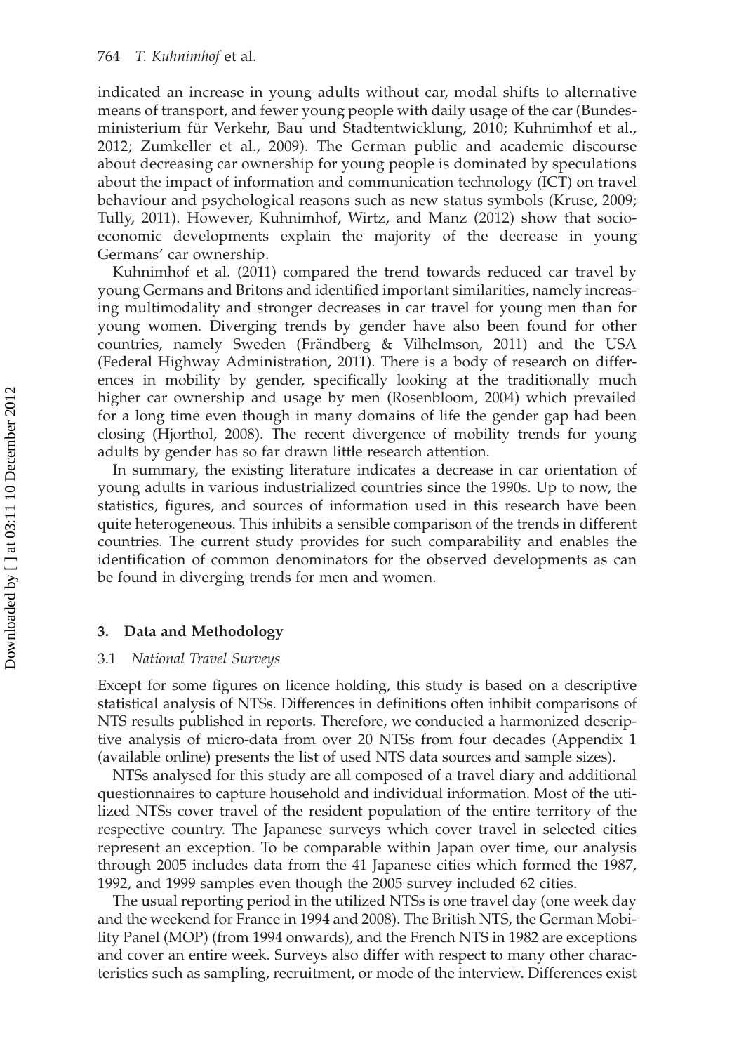indicated an increase in young adults without car, modal shifts to alternative means of transport, and fewer young people with daily usage of the car (Bundesministerium für Verkehr, Bau und Stadtentwicklung, 2010; Kuhnimhof et al., 2012; Zumkeller et al., 2009). The German public and academic discourse about decreasing car ownership for young people is dominated by speculations about the impact of information and communication technology (ICT) on travel behaviour and psychological reasons such as new status symbols (Kruse, 2009; Tully, 2011). However, Kuhnimhof, Wirtz, and Manz (2012) show that socioeconomic developments explain the majority of the decrease in young Germans' car ownership.

Kuhnimhof et al. (2011) compared the trend towards reduced car travel by young Germans and Britons and identified important similarities, namely increasing multimodality and stronger decreases in car travel for young men than for young women. Diverging trends by gender have also been found for other countries, namely Sweden (Frändberg & Vilhelmson, 2011) and the USA (Federal Highway Administration, 2011). There is a body of research on differences in mobility by gender, specifically looking at the traditionally much higher car ownership and usage by men (Rosenbloom, 2004) which prevailed for a long time even though in many domains of life the gender gap had been closing (Hjorthol, 2008). The recent divergence of mobility trends for young adults by gender has so far drawn little research attention.

In summary, the existing literature indicates a decrease in car orientation of young adults in various industrialized countries since the 1990s. Up to now, the statistics, figures, and sources of information used in this research have been quite heterogeneous. This inhibits a sensible comparison of the trends in different countries. The current study provides for such comparability and enables the identification of common denominators for the observed developments as can be found in diverging trends for men and women.

## 3. Data and Methodology

### 3.1 *National Travel Surveys*

Except for some figures on licence holding, this study is based on a descriptive statistical analysis of NTSs. Differences in definitions often inhibit comparisons of NTS results published in reports. Therefore, we conducted a harmonized descriptive analysis of micro-data from over 20 NTSs from four decades (Appendix 1 (available online) presents the list of used NTS data sources and sample sizes).

NTSs analysed for this study are all composed of a travel diary and additional questionnaires to capture household and individual information. Most of the utilized NTSs cover travel of the resident population of the entire territory of the respective country. The Japanese surveys which cover travel in selected cities represent an exception. To be comparable within Japan over time, our analysis through 2005 includes data from the 41 Japanese cities which formed the 1987, 1992, and 1999 samples even though the 2005 survey included 62 cities.

The usual reporting period in the utilized NTSs is one travel day (one week day and the weekend for France in 1994 and 2008). The British NTS, the German Mobility Panel (MOP) (from 1994 onwards), and the French NTS in 1982 are exceptions and cover an entire week. Surveys also differ with respect to many other characteristics such as sampling, recruitment, or mode of the interview. Differences exist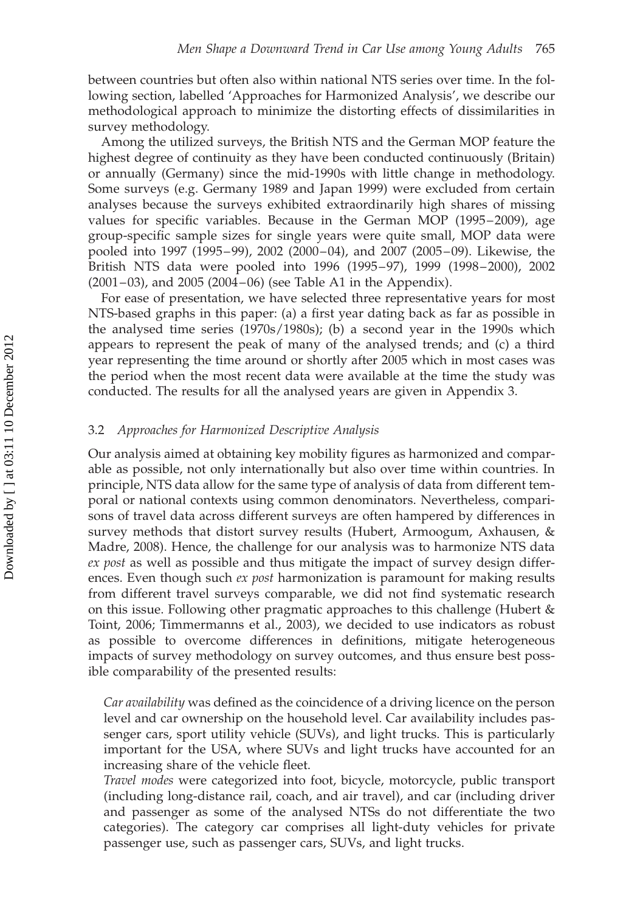between countries but often also within national NTS series over time. In the following section, labelled 'Approaches for Harmonized Analysis', we describe our methodological approach to minimize the distorting effects of dissimilarities in survey methodology.

Among the utilized surveys, the British NTS and the German MOP feature the highest degree of continuity as they have been conducted continuously (Britain) or annually (Germany) since the mid-1990s with little change in methodology. Some surveys (e.g. Germany 1989 and Japan 1999) were excluded from certain analyses because the surveys exhibited extraordinarily high shares of missing values for specific variables. Because in the German MOP (1995–2009), age group-specific sample sizes for single years were quite small, MOP data were pooled into 1997 (1995–99), 2002 (2000–04), and 2007 (2005–09). Likewise, the British NTS data were pooled into 1996 (1995–97), 1999 (1998–2000), 2002 (2001–03), and 2005 (2004–06) (see Table A1 in the Appendix).

For ease of presentation, we have selected three representative years for most NTS-based graphs in this paper: (a) a first year dating back as far as possible in the analysed time series (1970s/1980s); (b) a second year in the 1990s which appears to represent the peak of many of the analysed trends; and (c) a third year representing the time around or shortly after 2005 which in most cases was the period when the most recent data were available at the time the study was conducted. The results for all the analysed years are given in Appendix 3.

### 3.2 *Approaches for Harmonized Descriptive Analysis*

Our analysis aimed at obtaining key mobility figures as harmonized and comparable as possible, not only internationally but also over time within countries. In principle, NTS data allow for the same type of analysis of data from different temporal or national contexts using common denominators. Nevertheless, comparisons of travel data across different surveys are often hampered by differences in survey methods that distort survey results (Hubert, Armoogum, Axhausen, & Madre, 2008). Hence, the challenge for our analysis was to harmonize NTS data *ex post* as well as possible and thus mitigate the impact of survey design differences. Even though such *ex post* harmonization is paramount for making results from different travel surveys comparable, we did not find systematic research on this issue. Following other pragmatic approaches to this challenge (Hubert & Toint, 2006; Timmermanns et al., 2003), we decided to use indicators as robust as possible to overcome differences in definitions, mitigate heterogeneous impacts of survey methodology on survey outcomes, and thus ensure best possible comparability of the presented results:

*Car availability* was defined as the coincidence of a driving licence on the person level and car ownership on the household level. Car availability includes passenger cars, sport utility vehicle (SUVs), and light trucks. This is particularly important for the USA, where SUVs and light trucks have accounted for an increasing share of the vehicle fleet.

*Travel modes* were categorized into foot, bicycle, motorcycle, public transport (including long-distance rail, coach, and air travel), and car (including driver and passenger as some of the analysed NTSs do not differentiate the two categories). The category car comprises all light-duty vehicles for private passenger use, such as passenger cars, SUVs, and light trucks.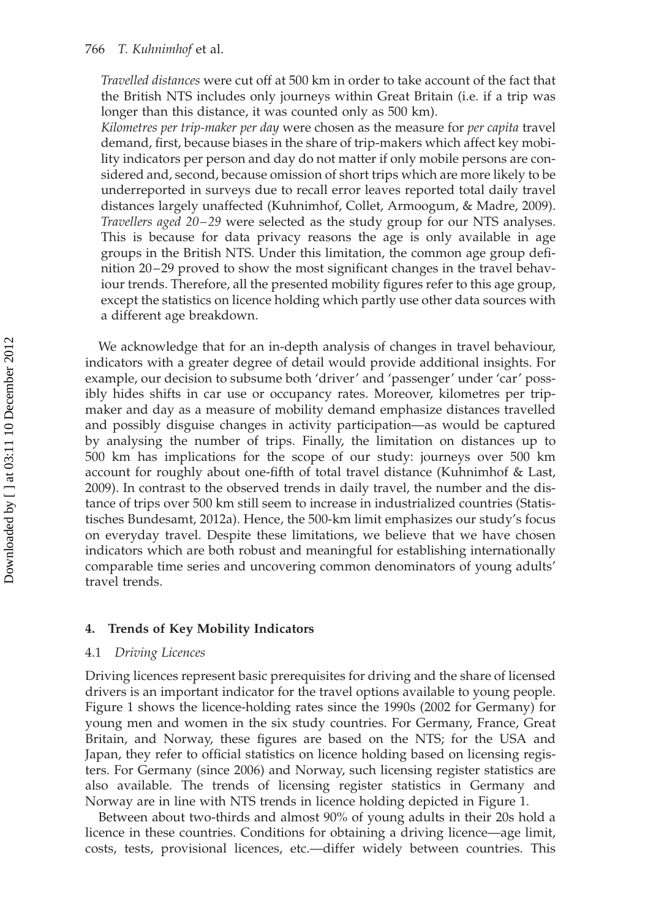*Travelled distances* were cut off at 500 km in order to take account of the fact that the British NTS includes only journeys within Great Britain (i.e. if a trip was longer than this distance, it was counted only as 500 km).

*Kilometres per trip-maker per day* were chosen as the measure for *per capita* travel demand, first, because biases in the share of trip-makers which affect key mobility indicators per person and day do not matter if only mobile persons are considered and, second, because omission of short trips which are more likely to be underreported in surveys due to recall error leaves reported total daily travel distances largely unaffected (Kuhnimhof, Collet, Armoogum, & Madre, 2009).

*Travellers aged 20–29* were selected as the study group for our NTS analyses. This is because for data privacy reasons the age is only available in age groups in the British NTS. Under this limitation, the common age group definition 20–29 proved to show the most significant changes in the travel behaviour trends. Therefore, all the presented mobility figures refer to this age group, except the statistics on licence holding which partly use other data sources with a different age breakdown.

We acknowledge that for an in-depth analysis of changes in travel behaviour, indicators with a greater degree of detail would provide additional insights. For example, our decision to subsume both 'driver' and 'passenger' under 'car' possibly hides shifts in car use or occupancy rates. Moreover, kilometres per trip-maker and day as a measure of mobility demand emphasize distances travelled and possibly disguise changes in activity participation—as would be captured by analysing the number of trips. Finally, the limitation on distances up to 500 km has implications for the scope of our study: journeys over 500 km account for roughly about one-fifth of total travel distance (Kuhnimhof & Last, 2009). In contrast to the observed trends in daily travel, the number and the distance of trips over 500 km still seem to increase in industrialized countries (Statistisches Bundesamt, 2012a). Hence, the 500-km limit emphasizes our study's focus on everyday travel. Despite these limitations, we believe that we have chosen indicators which are both robust and meaningful for establishing internationally comparable time series and uncovering common denominators of young adults' travel trends.

## 4. Trends of Key Mobility Indicators

### 4.1 *Driving Licences*

Driving licences represent basic prerequisites for driving and the share of licensed drivers is an important indicator for the travel options available to young people. Figure 1 shows the licence-holding rates since the 1990s (2002 for Germany) for young men and women in the six study countries. For Germany, France, Great Britain, and Norway, these figures are based on the NTS; for the USA and Japan, they refer to official statistics on licence holding based on licensing registers. For Germany (since 2006) and Norway, such licensing register statistics are also available. The trends of licensing register statistics in Germany and Norway are in line with NTS trends in licence holding depicted in Figure 1.

Between about two-thirds and almost 90% of young adults in their 20s hold a licence in these countries. Conditions for obtaining a driving licence—age limit, costs, tests, provisional licences, etc.—differ widely between countries. This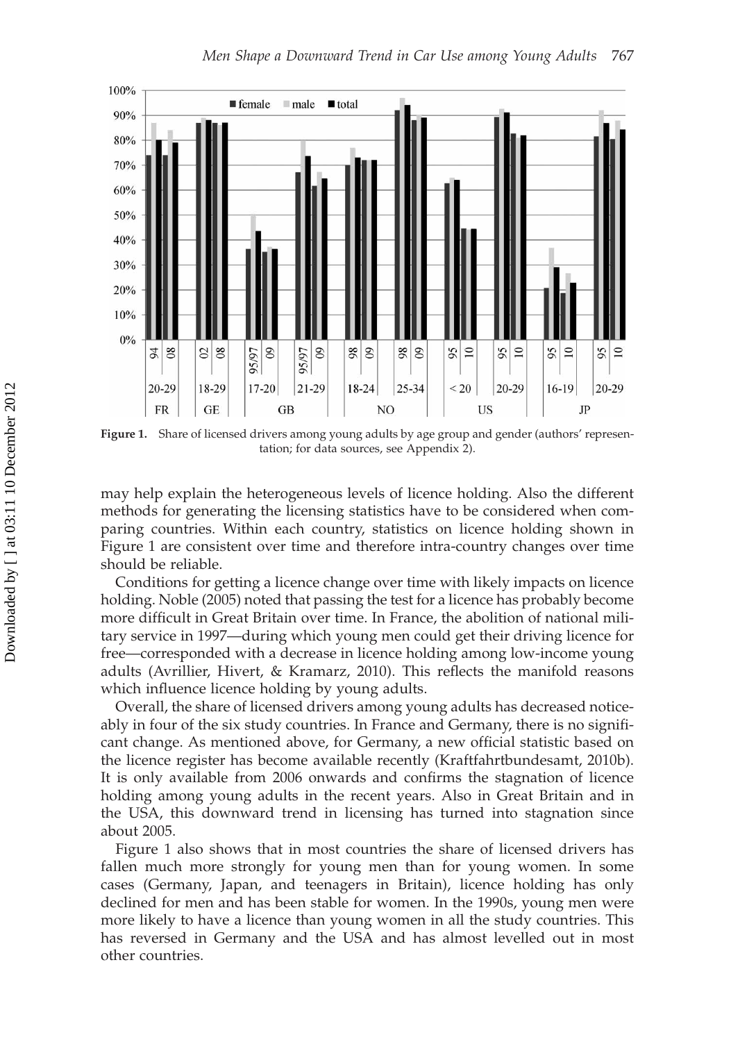**Figure 1.** Share of licensed drivers among young adults by age group and gender (authors' representation; for data sources, see Appendix 2).

may help explain the heterogeneous levels of licence holding. Also the different methods for generating the licensing statistics have to be considered when comparing countries. Within each country, statistics on licence holding shown in Figure 1 are consistent over time and therefore intra-country changes over time should be reliable.

Conditions for getting a licence change over time with likely impacts on licence holding. Noble (2005) noted that passing the test for a licence has probably become more difficult in Great Britain over time. In France, the abolition of national military service in 1997—during which young men could get their driving licence for free—corresponded with a decrease in licence holding among low-income young adults (Avrillier, Hivert, & Kramarz, 2010). This reflects the manifold reasons which influence licence holding by young adults.

Overall, the share of licensed drivers among young adults has decreased noticeably in four of the six study countries. In France and Germany, there is no significant change. As mentioned above, for Germany, a new official statistic based on the licence register has become available recently (Kraftfahrtbundesamt, 2010b). It is only available from 2006 onwards and confirms the stagnation of licence holding among young adults in the recent years. Also in Great Britain and in the USA, this downward trend in licensing has turned into stagnation since about 2005.

Figure 1 also shows that in most countries the share of licensed drivers has fallen much more strongly for young men than for young women. In some cases (Germany, Japan, and teenagers in Britain), licence holding has only declined for men and has been stable for women. In the 1990s, young men were more likely to have a licence than young women in all the study countries. This has reversed in Germany and the USA and has almost levelled out in most other countries.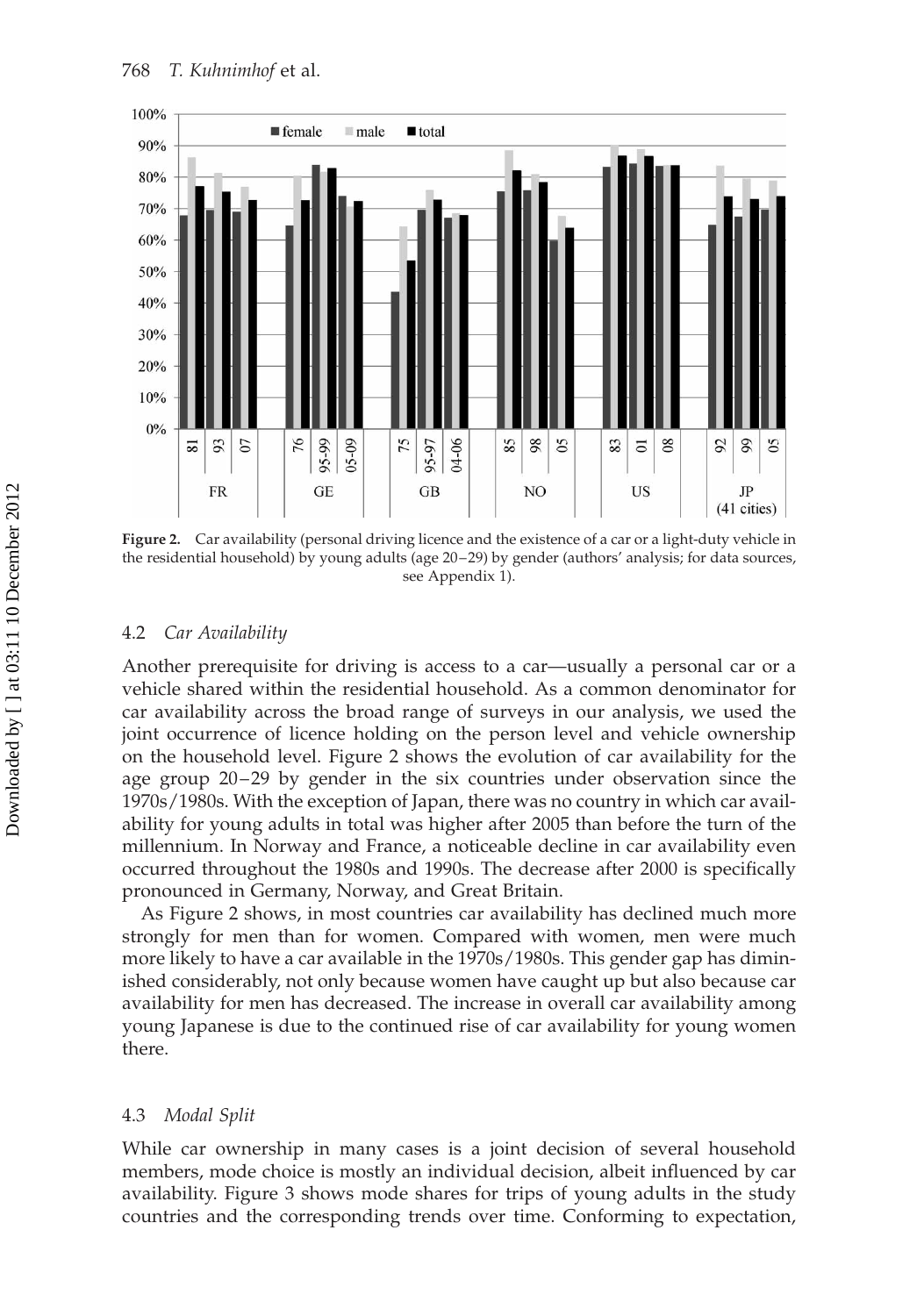**Figure 2.** Car availability (personal driving licence and the existence of a car or a light-duty vehicle in the residential household) by young adults (age 20–29) by gender (authors' analysis; for data sources, see Appendix 1).

### 4.2 *Car Availability*

Another prerequisite for driving is access to a car—usually a personal car or a vehicle shared within the residential household. As a common denominator for car availability across the broad range of surveys in our analysis, we used the joint occurrence of licence holding on the person level and vehicle ownership on the household level. Figure 2 shows the evolution of car availability for the age group 20–29 by gender in the six countries under observation since the 1970s/1980s. With the exception of Japan, there was no country in which car availability for young adults in total was higher after 2005 than before the turn of the millennium. In Norway and France, a noticeable decline in car availability even occurred throughout the 1980s and 1990s. The decrease after 2000 is specifically pronounced in Germany, Norway, and Great Britain.

As Figure 2 shows, in most countries car availability has declined much more strongly for men than for women. Compared with women, men were much more likely to have a car available in the 1970s/1980s. This gender gap has diminished considerably, not only because women have caught up but also because car availability for men has decreased. The increase in overall car availability among young Japanese is due to the continued rise of car availability for young women there.

### 4.3 *Modal Split*

While car ownership in many cases is a joint decision of several household members, mode choice is mostly an individual decision, albeit influenced by car availability. Figure 3 shows mode shares for trips of young adults in the study countries and the corresponding trends over time. Conforming to expectation,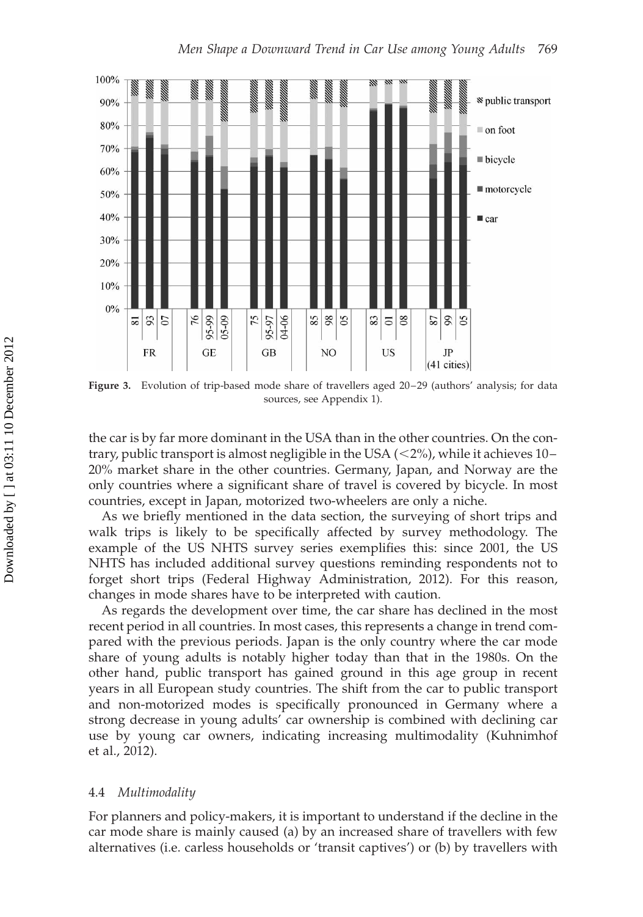**Figure 3.** Evolution of trip-based mode share of travellers aged 20–29 (authors' analysis; for data sources, see Appendix 1).

the car is by far more dominant in the USA than in the other countries. On the contrary, public transport is almost negligible in the USA (<2%), while it achieves 10–20% market share in the other countries. Germany, Japan, and Norway are the only countries where a significant share of travel is covered by bicycle. In most countries, except in Japan, motorized two-wheelers are only a niche.

As we briefly mentioned in the data section, the surveying of short trips and walk trips is likely to be specifically affected by survey methodology. The example of the US NHTS survey series exemplifies this: since 2001, the US NHTS has included additional survey questions reminding respondents not to forget short trips (Federal Highway Administration, 2012). For this reason, changes in mode shares have to be interpreted with caution.

As regards the development over time, the car share has declined in the most recent period in all countries. In most cases, this represents a change in trend compared with the previous periods. Japan is the only country where the car mode share of young adults is notably higher today than that in the 1980s. On the other hand, public transport has gained ground in this age group in recent years in all European study countries. The shift from the car to public transport and non-motorized modes is specifically pronounced in Germany where a strong decrease in young adults' car ownership is combined with declining car use by young car owners, indicating increasing multimodality (Kuhnimhof et al., 2012).

### 4.4 *Multimodality*

For planners and policy-makers, it is important to understand if the decline in the car mode share is mainly caused (a) by an increased share of travellers with few alternatives (i.e. carless households or 'transit captives') or (b) by travellers with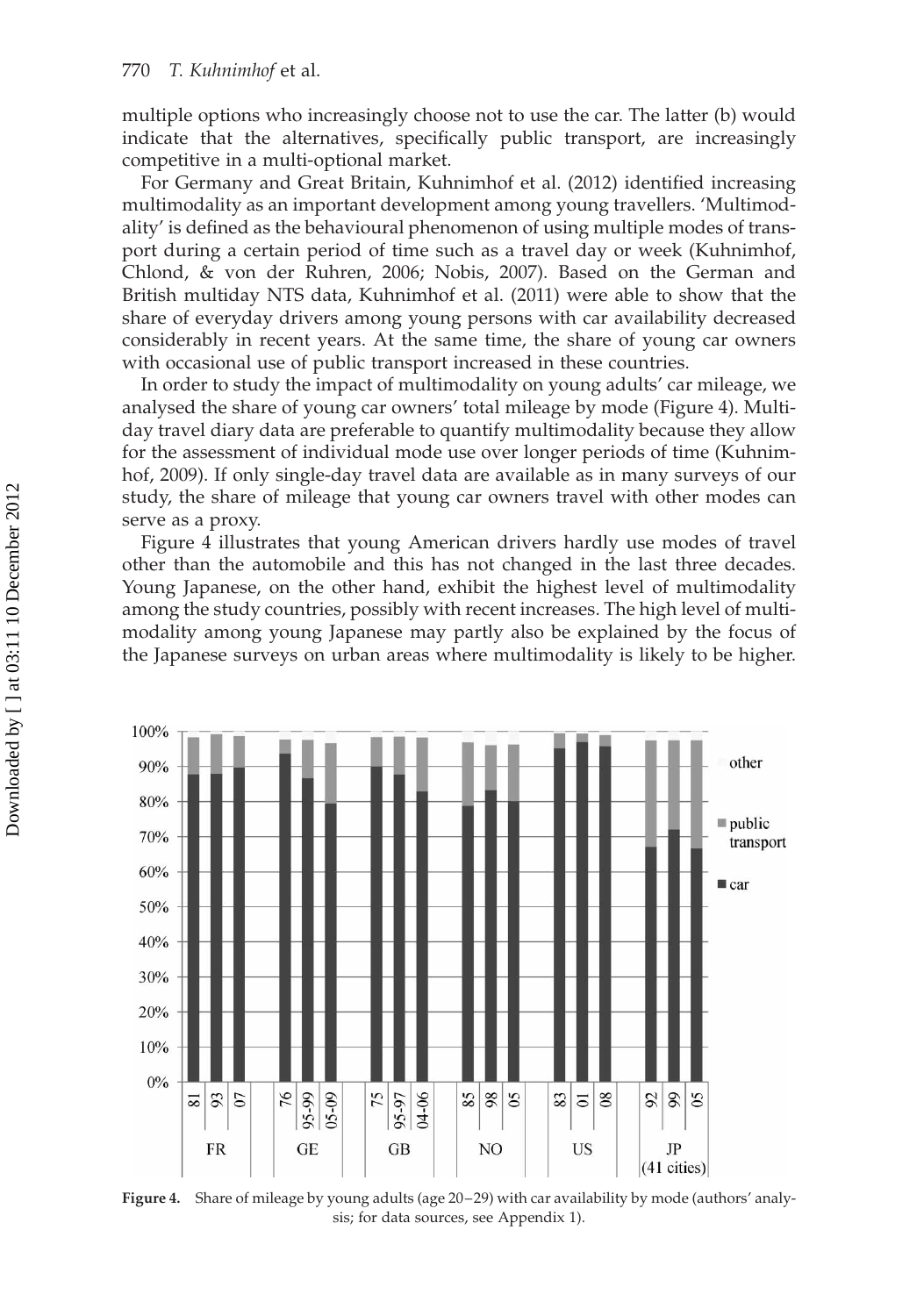multiple options who increasingly choose not to use the car. The latter (b) would indicate that the alternatives, specifically public transport, are increasingly competitive in a multi-optional market.

For Germany and Great Britain, Kuhnimhof et al. (2012) identified increasing multimodality as an important development among young travellers. 'Multimodality' is defined as the behavioural phenomenon of using multiple modes of transport during a certain period of time such as a travel day or week (Kuhnimhof, Chlond, & von der Ruhren, 2006; Nobis, 2007). Based on the German and British multiday NTS data, Kuhnimhof et al. (2011) were able to show that the share of everyday drivers among young persons with car availability decreased considerably in recent years. At the same time, the share of young car owners with occasional use of public transport increased in these countries.

In order to study the impact of multimodality on young adults' car mileage, we analysed the share of young car owners' total mileage by mode (Figure 4). Multiday travel diary data are preferable to quantify multimodality because they allow for the assessment of individual mode use over longer periods of time (Kuhnimhof, 2009). If only single-day travel data are available as in many surveys of our study, the share of mileage that young car owners travel with other modes can serve as a proxy.

Figure 4 illustrates that young American drivers hardly use modes of travel other than the automobile and this has not changed in the last three decades. Young Japanese, on the other hand, exhibit the highest level of multimodality among the study countries, possibly with recent increases. The high level of multimodality among young Japanese may partly also be explained by the focus of the Japanese surveys on urban areas where multimodality is likely to be higher.

**Figure 4.** Share of mileage by young adults (age 20–29) with car availability by mode (authors' analysis; for data sources, see Appendix 1).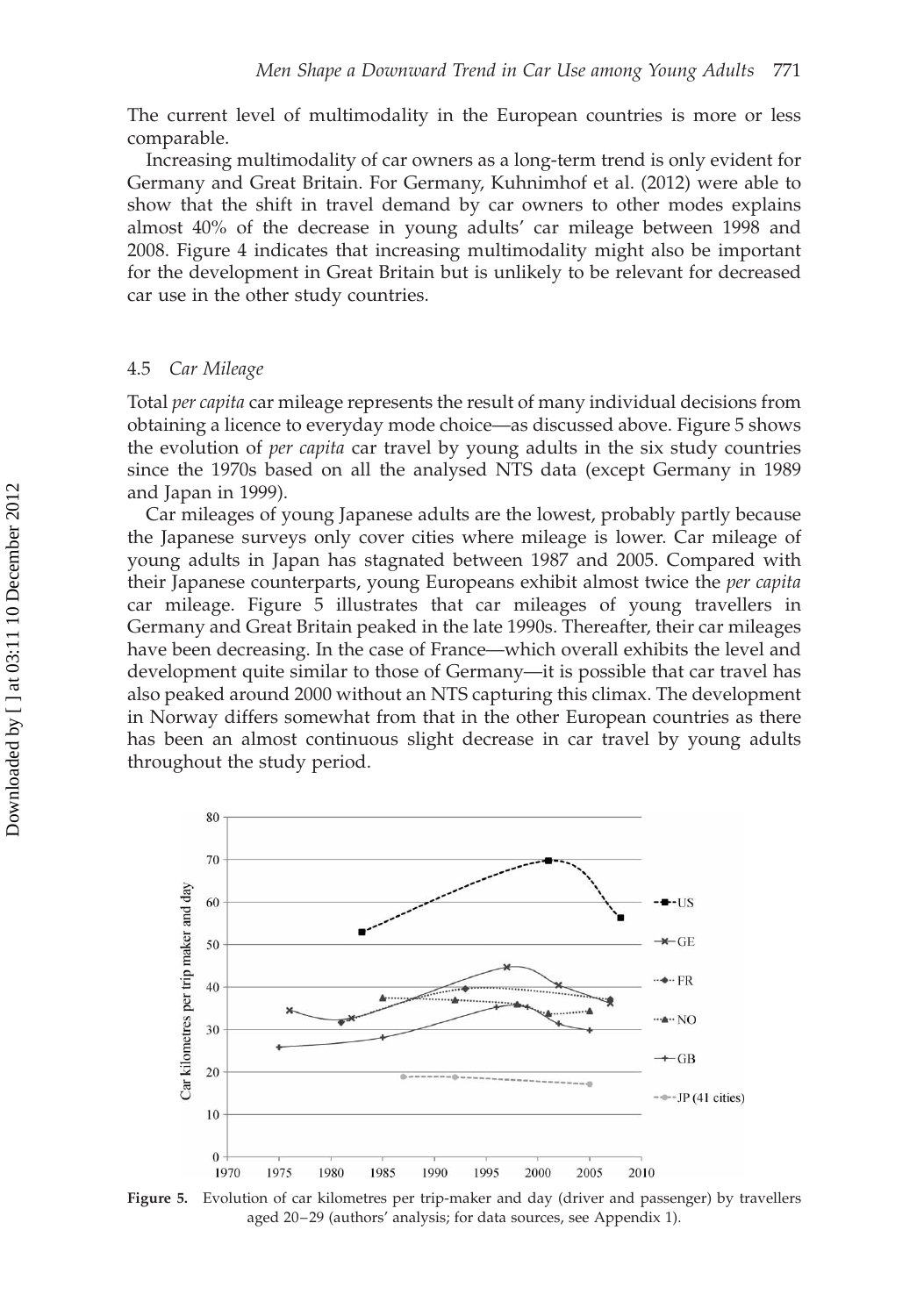The current level of multimodality in the European countries is more or less comparable.

Increasing multimodality of car owners as a long-term trend is only evident for Germany and Great Britain. For Germany, Kuhnimhof et al. (2012) were able to show that the shift in travel demand by car owners to other modes explains almost 40% of the decrease in young adults' car mileage between 1998 and 2008. Figure 4 indicates that increasing multimodality might also be important for the development in Great Britain but is unlikely to be relevant for decreased car use in the other study countries.

### 4.5 *Car Mileage*

Total *per capita* car mileage represents the result of many individual decisions from obtaining a licence to everyday mode choice—as discussed above. Figure 5 shows the evolution of *per capita* car travel by young adults in the six study countries since the 1970s based on all the analysed NTS data (except Germany in 1989 and Japan in 1999).

Car mileages of young Japanese adults are the lowest, probably partly because the Japanese surveys only cover cities where mileage is lower. Car mileage of young adults in Japan has stagnated between 1987 and 2005. Compared with their Japanese counterparts, young Europeans exhibit almost twice the *per capita* car mileage. Figure 5 illustrates that car mileages of young travellers in Germany and Great Britain peaked in the late 1990s. Thereafter, their car mileages have been decreasing. In the case of France—which overall exhibits the level and development quite similar to those of Germany—it is possible that car travel has also peaked around 2000 without an NTS capturing this climax. The development in Norway differs somewhat from that in the other European countries as there has been an almost continuous slight decrease in car travel by young adults throughout the study period.

**Figure 5.** Evolution of car kilometres per trip-maker and day (driver and passenger) by travellers aged 20–29 (authors' analysis; for data sources, see Appendix 1).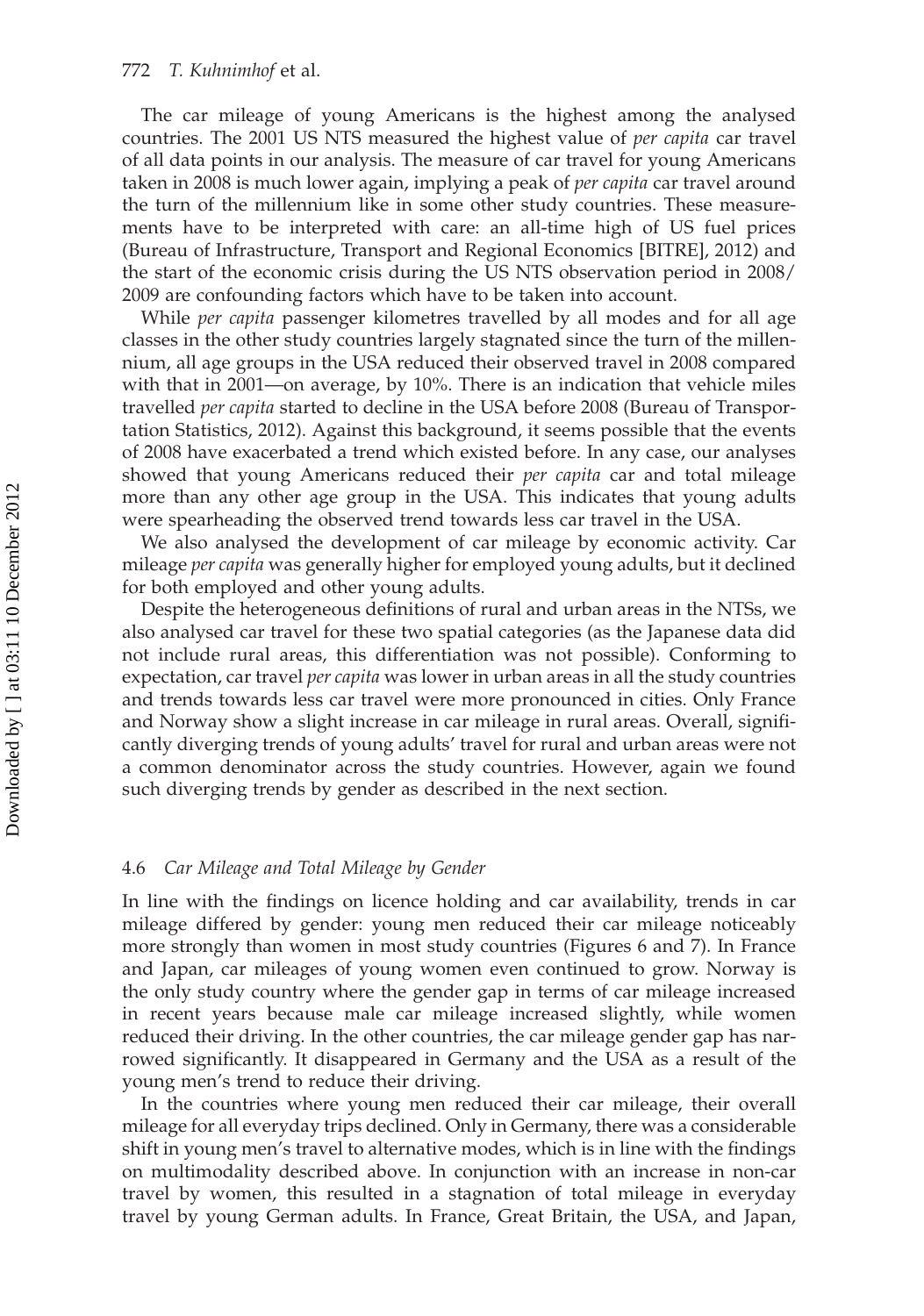The car mileage of young Americans is the highest among the analysed countries. The 2001 US NTS measured the highest value of *per capita* car travel of all data points in our analysis. The measure of car travel for young Americans taken in 2008 is much lower again, implying a peak of *per capita* car travel around the turn of the millennium like in some other study countries. These measurements have to be interpreted with care: an all-time high of US fuel prices (Bureau of Infrastructure, Transport and Regional Economics [BITRE], 2012) and the start of the economic crisis during the US NTS observation period in 2008/2009 are confounding factors which have to be taken into account.

While *per capita* passenger kilometres travelled by all modes and for all age classes in the other study countries largely stagnated since the turn of the millennium, all age groups in the USA reduced their observed travel in 2008 compared with that in 2001—on average, by 10%. There is an indication that vehicle miles travelled *per capita* started to decline in the USA before 2008 (Bureau of Transportation Statistics, 2012). Against this background, it seems possible that the events of 2008 have exacerbated a trend which existed before. In any case, our analyses showed that young Americans reduced their *per capita* car and total mileage more than any other age group in the USA. This indicates that young adults were spearheading the observed trend towards less car travel in the USA.

We also analysed the development of car mileage by economic activity. Car mileage *per capita* was generally higher for employed young adults, but it declined for both employed and other young adults.

Despite the heterogeneous definitions of rural and urban areas in the NTSs, we also analysed car travel for these two spatial categories (as the Japanese data did not include rural areas, this differentiation was not possible). Conforming to expectation, car travel *per capita* was lower in urban areas in all the study countries and trends towards less car travel were more pronounced in cities. Only France and Norway show a slight increase in car mileage in rural areas. Overall, significantly diverging trends of young adults' travel for rural and urban areas were not a common denominator across the study countries. However, again we found such diverging trends by gender as described in the next section.

### 4.6 *Car Mileage and Total Mileage by Gender*

In line with the findings on licence holding and car availability, trends in car mileage differed by gender: young men reduced their car mileage noticeably more strongly than women in most study countries (Figures 6 and 7). In France and Japan, car mileages of young women even continued to grow. Norway is the only study country where the gender gap in terms of car mileage increased in recent years because male car mileage increased slightly, while women reduced their driving. In the other countries, the car mileage gender gap has narrowed significantly. It disappeared in Germany and the USA as a result of the young men's trend to reduce their driving.

In the countries where young men reduced their car mileage, their overall mileage for all everyday trips declined. Only in Germany, there was a considerable shift in young men's travel to alternative modes, which is in line with the findings on multimodality described above. In conjunction with an increase in non-car travel by women, this resulted in a stagnation of total mileage in everyday travel by young German adults. In France, Great Britain, the USA, and Japan,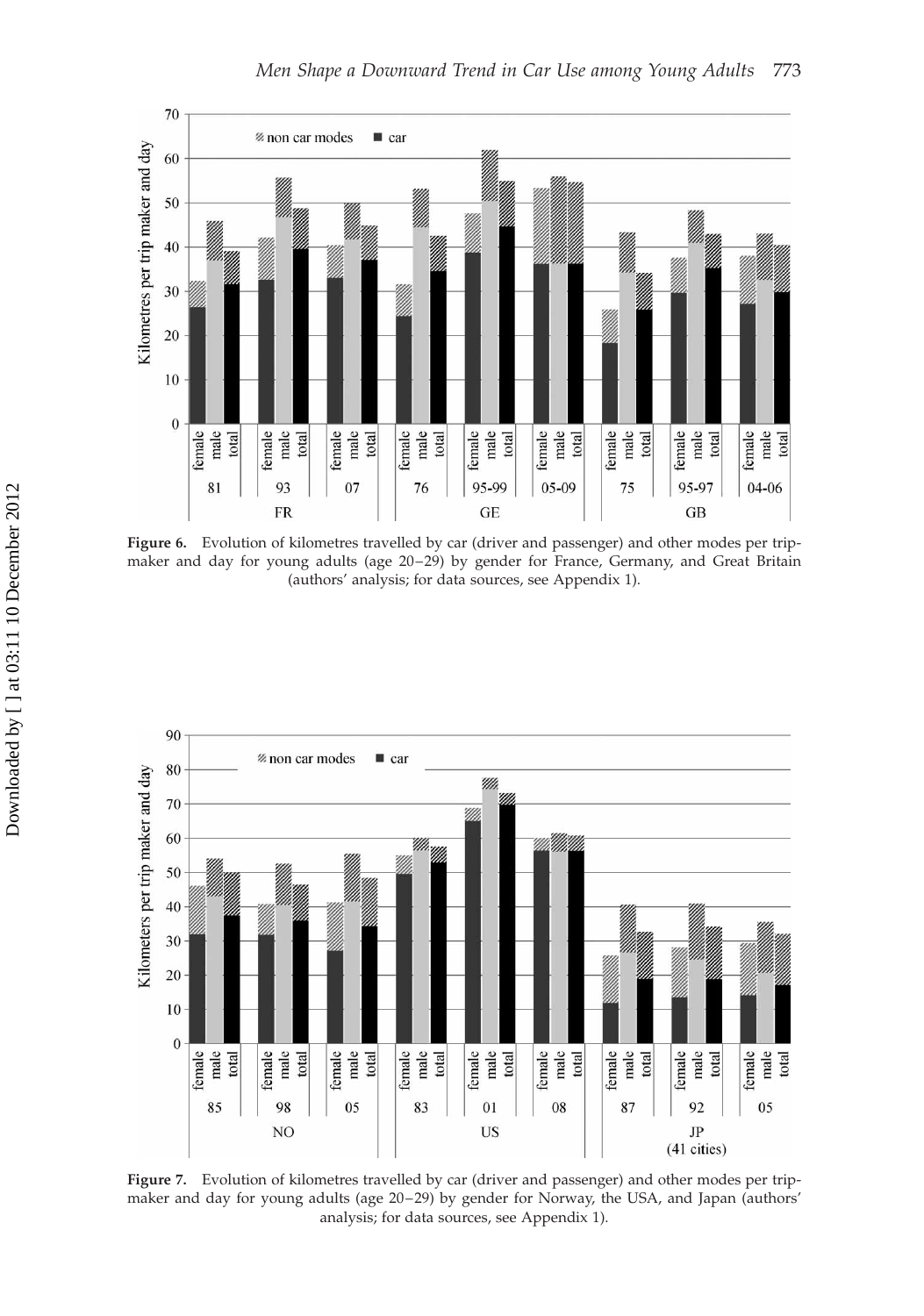**Figure 6.** Evolution of kilometres travelled by car (driver and passenger) and other modes per trip-maker and day for young adults (age 20–29) by gender for France, Germany, and Great Britain (authors' analysis; for data sources, see Appendix 1).

**Figure 7.** Evolution of kilometres travelled by car (driver and passenger) and other modes per trip-maker and day for young adults (age 20–29) by gender for Norway, the USA, and Japan (authors' analysis; for data sources, see Appendix 1).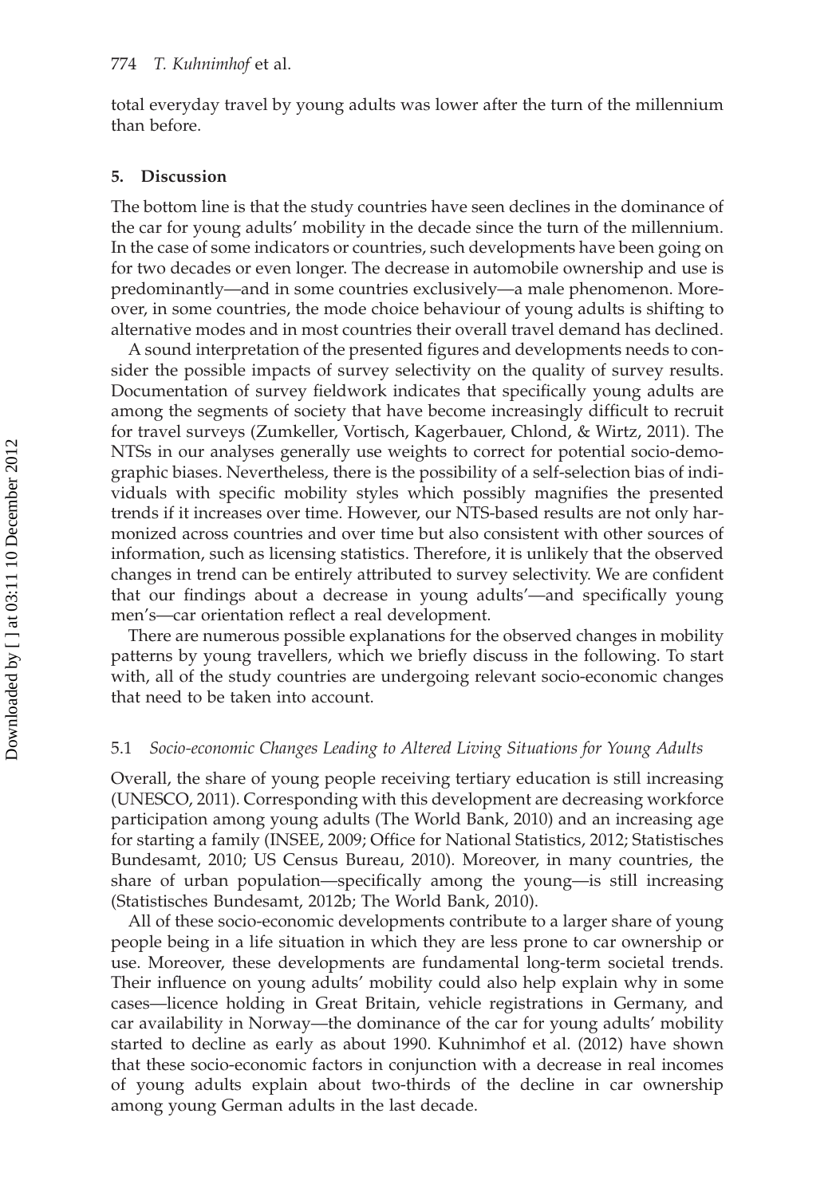total everyday travel by young adults was lower after the turn of the millennium than before.

## 5. Discussion

The bottom line is that the study countries have seen declines in the dominance of the car for young adults' mobility in the decade since the turn of the millennium. In the case of some indicators or countries, such developments have been going on for two decades or even longer. The decrease in automobile ownership and use is predominantly—and in some countries exclusively—a male phenomenon. Moreover, in some countries, the mode choice behaviour of young adults is shifting to alternative modes and in most countries their overall travel demand has declined.

A sound interpretation of the presented figures and developments needs to consider the possible impacts of survey selectivity on the quality of survey results. Documentation of survey fieldwork indicates that specifically young adults are among the segments of society that have become increasingly difficult to recruit for travel surveys (Zumkeller, Vortisch, Kagerbauer, Chlond, & Wirtz, 2011). The NTSs in our analyses generally use weights to correct for potential socio-demographic biases. Nevertheless, there is the possibility of a self-selection bias of individuals with specific mobility styles which possibly magnifies the presented trends if it increases over time. However, our NTS-based results are not only harmonized across countries and over time but also consistent with other sources of information, such as licensing statistics. Therefore, it is unlikely that the observed changes in trend can be entirely attributed to survey selectivity. We are confident that our findings about a decrease in young adults'—and specifically young men's—car orientation reflect a real development.

There are numerous possible explanations for the observed changes in mobility patterns by young travellers, which we briefly discuss in the following. To start with, all of the study countries are undergoing relevant socio-economic changes that need to be taken into account.

### 5.1 *Socio-economic Changes Leading to Altered Living Situations for Young Adults*

Overall, the share of young people receiving tertiary education is still increasing (UNESCO, 2011). Corresponding with this development are decreasing workforce participation among young adults (The World Bank, 2010) and an increasing age for starting a family (INSEE, 2009; Office for National Statistics, 2012; Statistisches Bundesamt, 2010; US Census Bureau, 2010). Moreover, in many countries, the share of urban population—specifically among the young—is still increasing (Statistisches Bundesamt, 2012b; The World Bank, 2010).

All of these socio-economic developments contribute to a larger share of young people being in a life situation in which they are less prone to car ownership or use. Moreover, these developments are fundamental long-term societal trends. Their influence on young adults' mobility could also help explain why in some cases—licence holding in Great Britain, vehicle registrations in Germany, and car availability in Norway—the dominance of the car for young adults' mobility started to decline as early as about 1990. Kuhnimhof et al. (2012) have shown that these socio-economic factors in conjunction with a decrease in real incomes of young adults explain about two-thirds of the decline in car ownership among young German adults in the last decade.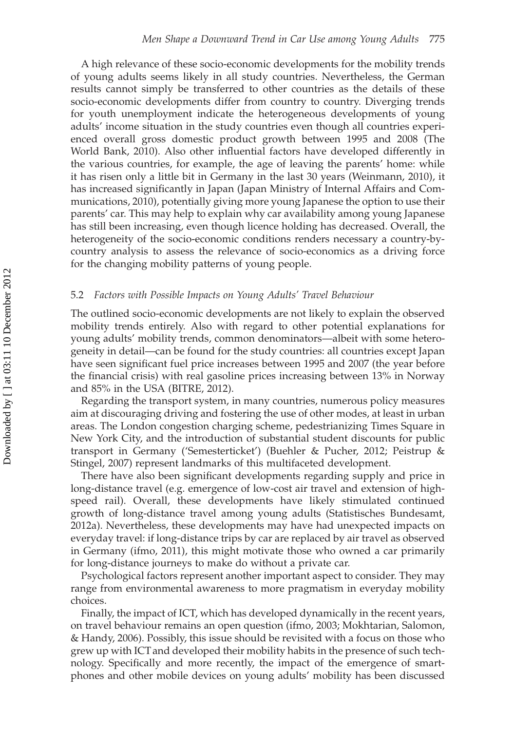A high relevance of these socio-economic developments for the mobility trends of young adults seems likely in all study countries. Nevertheless, the German results cannot simply be transferred to other countries as the details of these socio-economic developments differ from country to country. Diverging trends for youth unemployment indicate the heterogeneous developments of young adults' income situation in the study countries even though all countries experienced overall gross domestic product growth between 1995 and 2008 (The World Bank, 2010). Also other influential factors have developed differently in the various countries, for example, the age of leaving the parents' home: while it has risen only a little bit in Germany in the last 30 years (Weinmann, 2010), it has increased significantly in Japan (Japan Ministry of Internal Affairs and Communications, 2010), potentially giving more young Japanese the option to use their parents' car. This may help to explain why car availability among young Japanese has still been increasing, even though licence holding has decreased. Overall, the heterogeneity of the socio-economic conditions renders necessary a country-by-country analysis to assess the relevance of socio-economics as a driving force for the changing mobility patterns of young people.

### 5.2 *Factors with Possible Impacts on Young Adults' Travel Behaviour*

The outlined socio-economic developments are not likely to explain the observed mobility trends entirely. Also with regard to other potential explanations for young adults' mobility trends, common denominators—albeit with some heterogeneity in detail—can be found for the study countries: all countries except Japan have seen significant fuel price increases between 1995 and 2007 (the year before the financial crisis) with real gasoline prices increasing between 13% in Norway and 85% in the USA (BITRE, 2012).

Regarding the transport system, in many countries, numerous policy measures aim at discouraging driving and fostering the use of other modes, at least in urban areas. The London congestion charging scheme, pedestrianizing Times Square in New York City, and the introduction of substantial student discounts for public transport in Germany ('Semesterticket') (Buehler & Pucher, 2012; Peistrup & Stingel, 2007) represent landmarks of this multifaceted development.

There have also been significant developments regarding supply and price in long-distance travel (e.g. emergence of low-cost air travel and extension of high-speed rail). Overall, these developments have likely stimulated continued growth of long-distance travel among young adults (Statistisches Bundesamt, 2012a). Nevertheless, these developments may have had unexpected impacts on everyday travel: if long-distance trips by car are replaced by air travel as observed in Germany (ifmo, 2011), this might motivate those who owned a car primarily for long-distance journeys to make do without a private car.

Psychological factors represent another important aspect to consider. They may range from environmental awareness to more pragmatism in everyday mobility choices.

Finally, the impact of ICT, which has developed dynamically in the recent years, on travel behaviour remains an open question (ifmo, 2003; Mokhtarian, Salomon, & Handy, 2006). Possibly, this issue should be revisited with a focus on those who grew up with ICT and developed their mobility habits in the presence of such technology. Specifically and more recently, the impact of the emergence of smartphones and other mobile devices on young adults' mobility has been discussed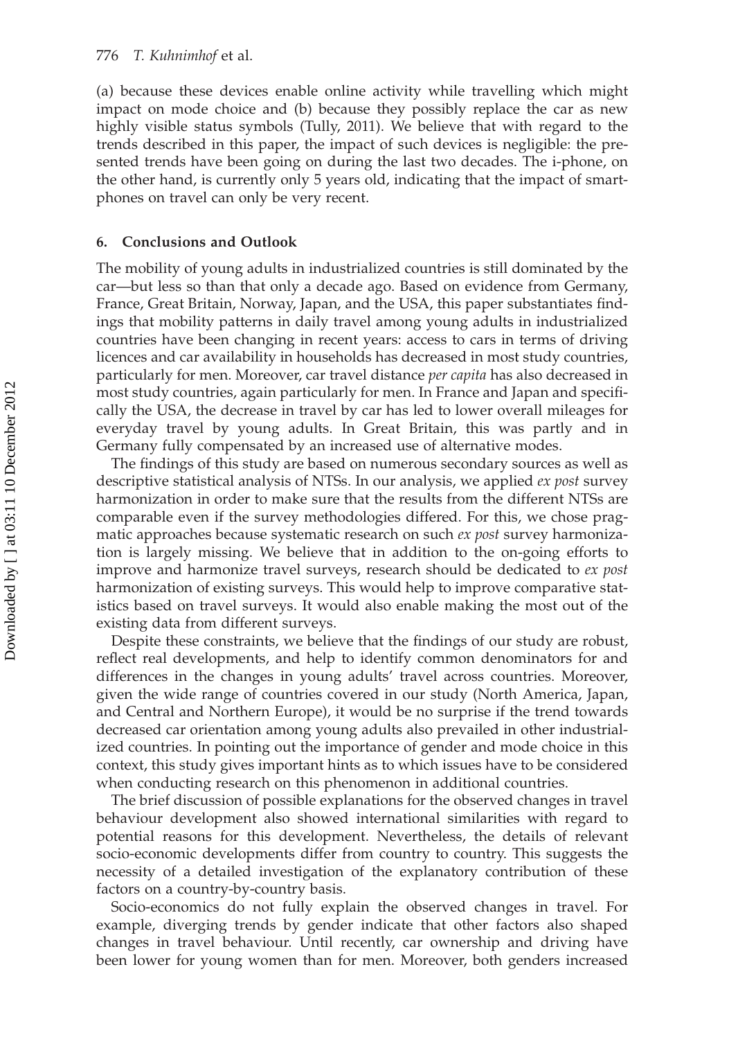(a) because these devices enable online activity while travelling which might impact on mode choice and (b) because they possibly replace the car as new highly visible status symbols (Tully, 2011). We believe that with regard to the trends described in this paper, the impact of such devices is negligible: the presented trends have been going on during the last two decades. The i-phone, on the other hand, is currently only 5 years old, indicating that the impact of smartphones on travel can only be very recent.

## 6. Conclusions and Outlook

The mobility of young adults in industrialized countries is still dominated by the car—but less so than that only a decade ago. Based on evidence from Germany, France, Great Britain, Norway, Japan, and the USA, this paper substantiates findings that mobility patterns in daily travel among young adults in industrialized countries have been changing in recent years: access to cars in terms of driving licences and car availability in households has decreased in most study countries, particularly for men. Moreover, car travel distance *per capita* has also decreased in most study countries, again particularly for men. In France and Japan and specifically the USA, the decrease in travel by car has led to lower overall mileages for everyday travel by young adults. In Great Britain, this was partly and in Germany fully compensated by an increased use of alternative modes.

The findings of this study are based on numerous secondary sources as well as descriptive statistical analysis of NTSs. In our analysis, we applied *ex post* survey harmonization in order to make sure that the results from the different NTSs are comparable even if the survey methodologies differed. For this, we chose pragmatic approaches because systematic research on such *ex post* survey harmonization is largely missing. We believe that in addition to the on-going efforts to improve and harmonize travel surveys, research should be dedicated to *ex post* harmonization of existing surveys. This would help to improve comparative statistics based on travel surveys. It would also enable making the most out of the existing data from different surveys.

Despite these constraints, we believe that the findings of our study are robust, reflect real developments, and help to identify common denominators for and differences in the changes in young adults' travel across countries. Moreover, given the wide range of countries covered in our study (North America, Japan, and Central and Northern Europe), it would be no surprise if the trend towards decreased car orientation among young adults also prevailed in other industrialized countries. In pointing out the importance of gender and mode choice in this context, this study gives important hints as to which issues have to be considered when conducting research on this phenomenon in additional countries.

The brief discussion of possible explanations for the observed changes in travel behaviour development also showed international similarities with regard to potential reasons for this development. Nevertheless, the details of relevant socio-economic developments differ from country to country. This suggests the necessity of a detailed investigation of the explanatory contribution of these factors on a country-by-country basis.

Socio-economics do not fully explain the observed changes in travel. For example, diverging trends by gender indicate that other factors also shaped changes in travel behaviour. Until recently, car ownership and driving have been lower for young women than for men. Moreover, both genders increased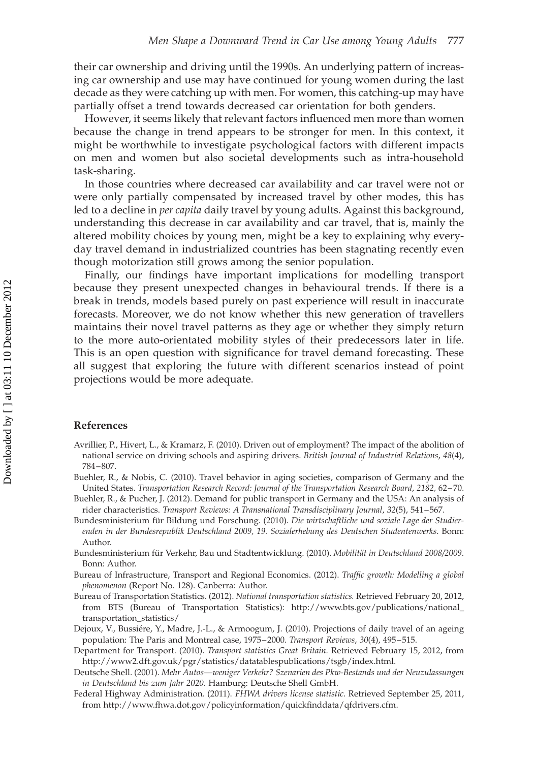their car ownership and driving until the 1990s. An underlying pattern of increasing car ownership and use may have continued for young women during the last decade as they were catching up with men. For women, this catching-up may have partially offset a trend towards decreased car orientation for both genders.

However, it seems likely that relevant factors influenced men more than women because the change in trend appears to be stronger for men. In this context, it might be worthwhile to investigate psychological factors with different impacts on men and women but also societal developments such as intra-household task-sharing.

In those countries where decreased car availability and car travel were not or were only partially compensated by increased travel by other modes, this has led to a decline in *per capita* daily travel by young adults. Against this background, understanding this decrease in car availability and car travel, that is, mainly the altered mobility choices by young men, might be a key to explaining why everyday travel demand in industrialized countries has been stagnating recently even though motorization still grows among the senior population.

Finally, our findings have important implications for modelling transport because they present unexpected changes in behavioural trends. If there is a break in trends, models based purely on past experience will result in inaccurate forecasts. Moreover, we do not know whether this new generation of travellers maintains their novel travel patterns as they age or whether they simply return to the more auto-orientated mobility styles of their predecessors later in life. This is an open question with significance for travel demand forecasting. These all suggest that exploring the future with different scenarios instead of point projections would be more adequate.

## References

Avrillier, P., Hivert, L., & Kramarz, F. (2010). Driven out of employment? The impact of the abolition of national service on driving schools and aspiring drivers. *British Journal of Industrial Relations*, *48*(4), 784–807.

Buehler, R., & Nobis, C. (2010). Travel behavior in aging societies, comparison of Germany and the United States. *Transportation Research Record: Journal of the Transportation Research Board*, *2182*, 62–70.

Buehler, R., & Pucher, J. (2012). Demand for public transport in Germany and the USA: An analysis of rider characteristics. *Transport Reviews: A Transnational Transdisciplinary Journal*, *32*(5), 541–567.

Bundesministerium für Bildung und Forschung. (2010). *Die wirtschaftliche und soziale Lage der Studierenden in der Bundesrepublik Deutschland 2009, 19. Sozialerhebung des Deutschen Studentenwerks*. Bonn: Author.

Bundesministerium für Verkehr, Bau und Stadtentwicklung. (2010). *Mobilität in Deutschland 2008/2009*. Bonn: Author.

Bureau of Infrastructure, Transport and Regional Economics. (2012). *Traffic growth: Modelling a global phenomenon* (Report No. 128). Canberra: Author.

Bureau of Transportation Statistics. (2012). *National transportation statistics.* Retrieved February 20, 2012, from BTS (Bureau of Transportation Statistics): http://www.bts.gov/publications/national_transportation_statistics/

Dejoux, V., Bussiére, Y., Madre, J.-L., & Armoogum, J. (2010). Projections of daily travel of an ageing population: The Paris and Montreal case, 1975–2000. *Transport Reviews*, *30*(4), 495–515.

Department for Transport. (2010). *Transport statistics Great Britain.* Retrieved February 15, 2012, from http://www2.dft.gov.uk/pgr/statistics/datatablespublications/tsgb/index.html.

Deutsche Shell. (2001). *Mehr Autos—weniger Verkehr? Szenarien des Pkw-Bestands und der Neuzulassungen in Deutschland bis zum Jahr 2020.* Hamburg: Deutsche Shell GmbH.

Federal Highway Administration. (2011). *FHWA drivers license statistic.* Retrieved September 25, 2011, from http://www.fhwa.dot.gov/policyinformation/quickfinddata/qfdrivers.cfm.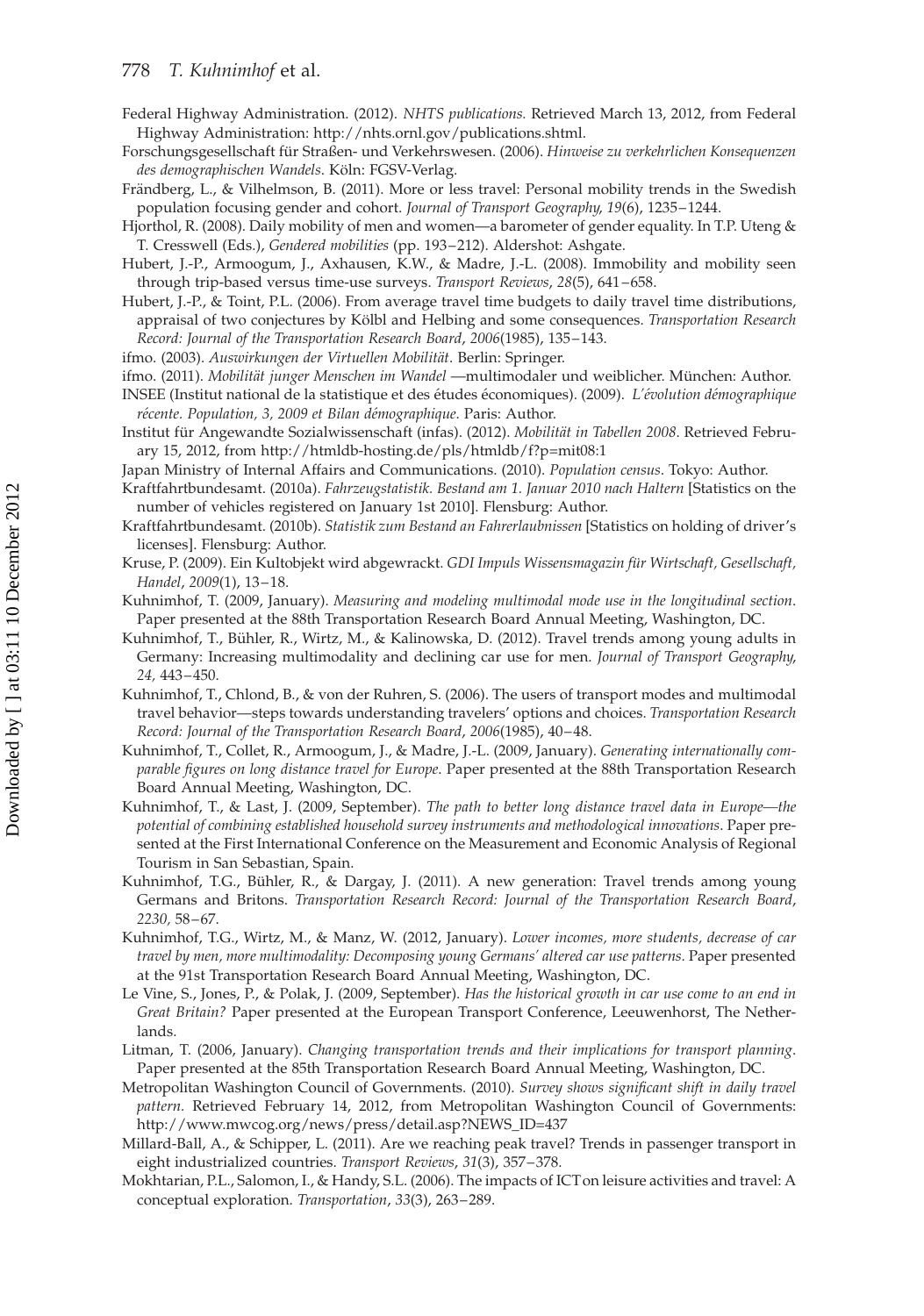Federal Highway Administration. (2012). *NHTS publications.* Retrieved March 13, 2012, from Federal Highway Administration: http://nhts.ornl.gov/publications.shtml.

Forschungsgesellschaft für Straßen- und Verkehrswesen. (2006). *Hinweise zu verkehrlichen Konsequenzen des demographischen Wandels*. Köln: FGSV-Verlag.

Frändberg, L., & Vilhelmson, B. (2011). More or less travel: Personal mobility trends in the Swedish population focusing gender and cohort. *Journal of Transport Geography*, *19*(6), 1235–1244.

Hjorthol, R. (2008). Daily mobility of men and women—a barometer of gender equality. In T.P. Uteng & T. Cresswell (Eds.), *Gendered mobilities* (pp. 193–212). Aldershot: Ashgate.

Hubert, J.-P., Armoogum, J., Axhausen, K.W., & Madre, J.-L. (2008). Immobility and mobility seen through trip-based versus time-use surveys. *Transport Reviews*, *28*(5), 641–658.

Hubert, J.-P., & Toint, P.L. (2006). From average travel time budgets to daily travel time distributions, appraisal of two conjectures by Kölbl and Helbing and some consequences. *Transportation Research Record: Journal of the Transportation Research Board*, *2006*(1985), 135–143.

ifmo. (2003). *Auswirkungen der Virtuellen Mobilität*. Berlin: Springer.

ifmo. (2011). *Mobilität junger Menschen im Wandel* —multimodaler und weiblicher. München: Author.

INSEE (Institut national de la statistique et des études économiques). (2009). *L'évolution démographique récente. Population, 3, 2009 et Bilan démographique*. Paris: Author.

Institut für Angewandte Sozialwissenschaft (infas). (2012). *Mobilität in Tabellen 2008*. Retrieved February 15, 2012, from http://htmldb-hosting.de/pls/htmldb/f?p=mit08:1

Japan Ministry of Internal Affairs and Communications. (2010). *Population census*. Tokyo: Author.

Kraftfahrtbundesamt. (2010a). *Fahrzeugstatistik. Bestand am 1. Januar 2010 nach Haltern* [Statistics on the number of vehicles registered on January 1st 2010]. Flensburg: Author.

Kraftfahrtbundesamt. (2010b). *Statistik zum Bestand an Fahrerlaubnissen* [Statistics on holding of driver's licenses]. Flensburg: Author.

Kruse, P. (2009). Ein Kultobjekt wird abgewrackt. *GDI Impuls Wissensmagazin für Wirtschaft, Gesellschaft, Handel*, *2009*(1), 13–18.

Kuhnimhof, T. (2009, January). *Measuring and modeling multimodal mode use in the longitudinal section*. Paper presented at the 88th Transportation Research Board Annual Meeting, Washington, DC.

Kuhnimhof, T., Bühler, R., Wirtz, M., & Kalinowska, D. (2012). Travel trends among young adults in Germany: Increasing multimodality and declining car use for men. *Journal of Transport Geography*, *24,* 443–450.

Kuhnimhof, T., Chlond, B., & von der Ruhren, S. (2006). The users of transport modes and multimodal travel behavior—steps towards understanding travelers' options and choices. *Transportation Research Record: Journal of the Transportation Research Board*, *2006*(1985), 40–48.

Kuhnimhof, T., Collet, R., Armoogum, J., & Madre, J.-L. (2009, January). *Generating internationally comparable figures on long distance travel for Europe*. Paper presented at the 88th Transportation Research Board Annual Meeting, Washington, DC.

Kuhnimhof, T., & Last, J. (2009, September). *The path to better long distance travel data in Europe—the potential of combining established household survey instruments and methodological innovations*. Paper presented at the First International Conference on the Measurement and Economic Analysis of Regional Tourism in San Sebastian, Spain.

Kuhnimhof, T.G., Bühler, R., & Dargay, J. (2011). A new generation: Travel trends among young Germans and Britons. *Transportation Research Record: Journal of the Transportation Research Board*, *2230,* 58–67.

Kuhnimhof, T.G., Wirtz, M., & Manz, W. (2012, January). *Lower incomes, more students, decrease of car travel by men, more multimodality: Decomposing young Germans' altered car use patterns*. Paper presented at the 91st Transportation Research Board Annual Meeting, Washington, DC.

Le Vine, S., Jones, P., & Polak, J. (2009, September). *Has the historical growth in car use come to an end in Great Britain?* Paper presented at the European Transport Conference, Leeuwenhorst, The Netherlands.

Litman, T. (2006, January). *Changing transportation trends and their implications for transport planning*. Paper presented at the 85th Transportation Research Board Annual Meeting, Washington, DC.

Metropolitan Washington Council of Governments. (2010). *Survey shows significant shift in daily travel pattern.* Retrieved February 14, 2012, from Metropolitan Washington Council of Governments: http://www.mwcog.org/news/press/detail.asp?NEWS_ID=437

Millard-Ball, A., & Schipper, L. (2011). Are we reaching peak travel? Trends in passenger transport in eight industrialized countries. *Transport Reviews*, *31*(3), 357–378.

Mokhtarian, P.L., Salomon, I., & Handy, S.L. (2006). The impacts of ICT on leisure activities and travel: A conceptual exploration. *Transportation*, *33*(3), 263–289.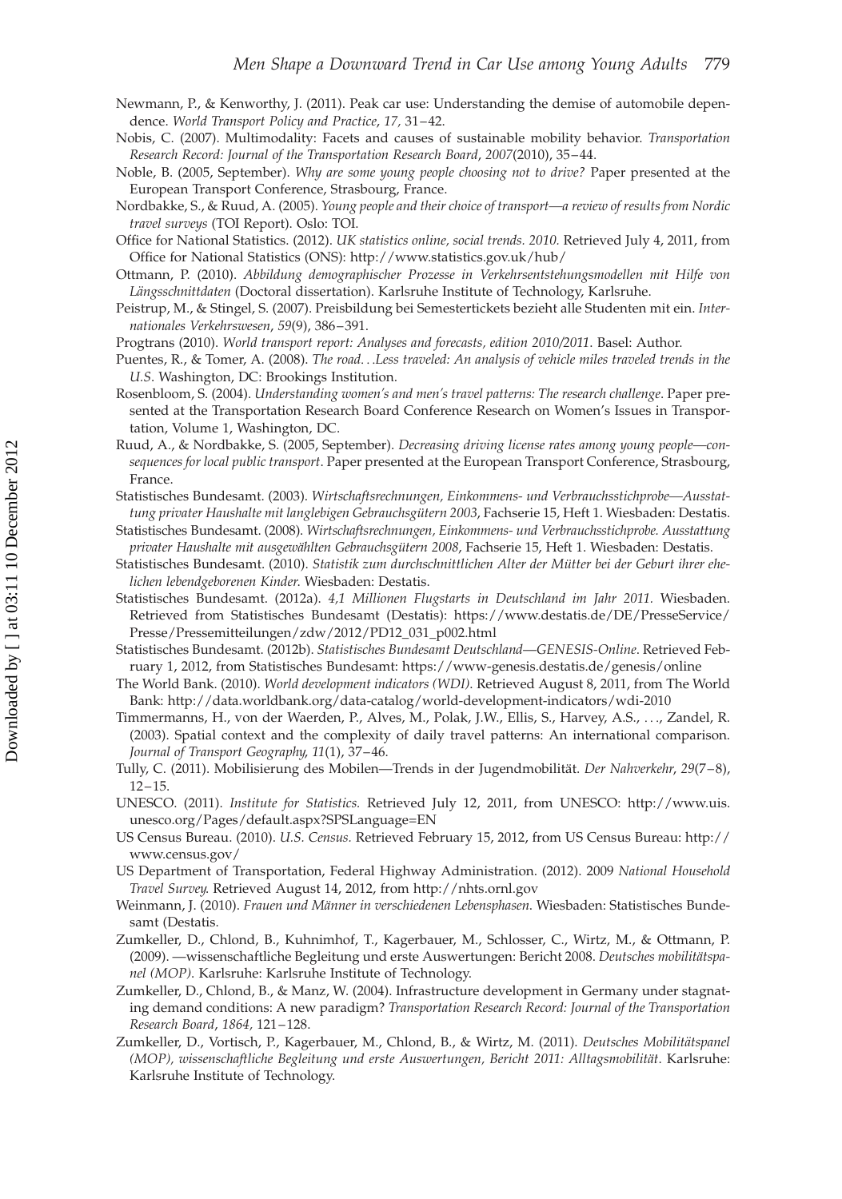Newmann, P., & Kenworthy, J. (2011). Peak car use: Understanding the demise of automobile dependence. *World Transport Policy and Practice*, *17,* 31–42.

Nobis, C. (2007). Multimodality: Facets and causes of sustainable mobility behavior. *Transportation Research Record: Journal of the Transportation Research Board*, *2007*(2010), 35–44.

Noble, B. (2005, September). *Why are some young people choosing not to drive?* Paper presented at the European Transport Conference, Strasbourg, France.

Nordbakke, S., & Ruud, A. (2005). *Young people and their choice of transport—a review of results from Nordic travel surveys* (TOI Report). Oslo: TOI.

Office for National Statistics. (2012). *UK statistics online, social trends. 2010.* Retrieved July 4, 2011, from Office for National Statistics (ONS): http://www.statistics.gov.uk/hub/

Ottmann, P. (2010). *Abbildung demographischer Prozesse in Verkehrsentstehungsmodellen mit Hilfe von Längsschnittdaten* (Doctoral dissertation). Karlsruhe Institute of Technology, Karlsruhe.

Peistrup, M., & Stingel, S. (2007). Preisbildung bei Semestertickets bezieht alle Studenten mit ein. *Internationales Verkehrswesen*, *59*(9), 386–391.

Progtrans (2010). *World transport report: Analyses and forecasts, edition 2010/2011*. Basel: Author.

Puentes, R., & Tomer, A. (2008). *The road…Less traveled: An analysis of vehicle miles traveled trends in the U.S*. Washington, DC: Brookings Institution.

Rosenbloom, S. (2004). *Understanding women's and men's travel patterns: The research challenge*. Paper presented at the Transportation Research Board Conference Research on Women's Issues in Transportation, Volume 1, Washington, DC.

Ruud, A., & Nordbakke, S. (2005, September). *Decreasing driving license rates among young people—consequences for local public transport*. Paper presented at the European Transport Conference, Strasbourg, France.

Statistisches Bundesamt. (2003). *Wirtschaftsrechnungen, Einkommens- und Verbrauchsstichprobe—Ausstattung privater Haushalte mit langlebigen Gebrauchsgütern 2003*, Fachserie 15, Heft 1. Wiesbaden: Destatis.

Statistisches Bundesamt. (2008). *Wirtschaftsrechnungen, Einkommens- und Verbrauchsstichprobe. Ausstattung privater Haushalte mit ausgewählten Gebrauchsgütern 2008*, Fachserie 15, Heft 1. Wiesbaden: Destatis.

Statistisches Bundesamt. (2010). *Statistik zum durchschnittlichen Alter der Mütter bei der Geburt ihrer ehelichen lebendgeborenen Kinder*. Wiesbaden: Destatis.

Statistisches Bundesamt. (2012a). *4,1 Millionen Flugstarts in Deutschland im Jahr 2011.* Wiesbaden. Retrieved from Statistisches Bundesamt (Destatis): https://www.destatis.de/DE/PresseService/Presse/Pressemitteilungen/zdw/2012/PD12_031_p002.html

Statistisches Bundesamt. (2012b). *Statistisches Bundesamt Deutschland—GENESIS-Online*. Retrieved February 1, 2012, from Statistisches Bundesamt: https://www-genesis.destatis.de/genesis/online

The World Bank. (2010). *World development indicators (WDI)*. Retrieved August 8, 2011, from The World Bank: http://data.worldbank.org/data-catalog/world-development-indicators/wdi-2010

Timmermanns, H., von der Waerden, P., Alves, M., Polak, J.W., Ellis, S., Harvey, A.S., …, Zandel, R. (2003). Spatial context and the complexity of daily travel patterns: An international comparison. *Journal of Transport Geography*, *11*(1), 37–46.

Tully, C. (2011). Mobilisierung des Mobilen—Trends in der Jugendmobilität. *Der Nahverkehr*, *29*(7–8), 12–15.

UNESCO. (2011). *Institute for Statistics*. Retrieved July 12, 2011, from UNESCO: http://www.uis.unesco.org/Pages/default.aspx?SPSLanguage=EN

US Census Bureau. (2010). *U.S. Census*. Retrieved February 15, 2012, from US Census Bureau: http://www.census.gov/

US Department of Transportation, Federal Highway Administration. (2012). 2009 *National Household Travel Survey*. Retrieved August 14, 2012, from http://nhts.ornl.gov

Weinmann, J. (2010). *Frauen und Männer in verschiedenen Lebensphasen*. Wiesbaden: Statistisches Bundesamt (Destatis.

Zumkeller, D., Chlond, B., Kuhnimhof, T., Kagerbauer, M., Schlosser, C., Wirtz, M., & Ottmann, P. (2009). —wissenschaftliche Begleitung und erste Auswertungen: Bericht 2008. *Deutsches mobilitätspanel (MOP)*. Karlsruhe: Karlsruhe Institute of Technology.

Zumkeller, D., Chlond, B., & Manz, W. (2004). Infrastructure development in Germany under stagnating demand conditions: A new paradigm? *Transportation Research Record: Journal of the Transportation Research Board*, *1864,* 121–128.

Zumkeller, D., Vortisch, P., Kagerbauer, M., Chlond, B., & Wirtz, M. (2011). *Deutsches Mobilitätspanel (MOP), wissenschaftliche Begleitung und erste Auswertungen, Bericht 2011: Alltagsmobilität*. Karlsruhe: Karlsruhe Institute of Technology.